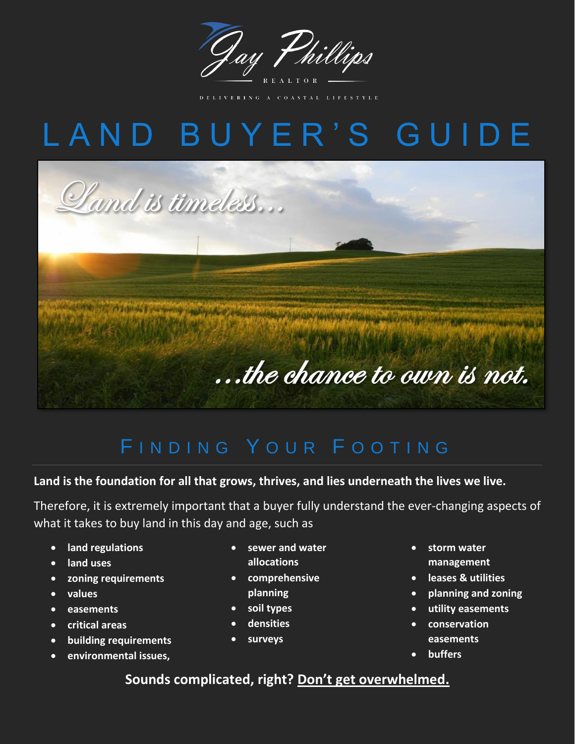Jay Phillips

REALTOR

DELIVERING A COASTAL LIFESTYLE

# LAND BUYER'S GUIDE

*Land is timeless...*

*...the chance to own is not.*

## FINDING YOUR FOOTING

**Land is the foundation for all that grows, thrives, and lies underneath the lives we live.**

Therefore, it is extremely important that a buyer fully understand the ever-changing aspects of what it takes to buy land in this day and age, such as

- **land regulations**
- **land uses**
- **zoning requirements**
- **values**
- **easements**
- **critical areas**
- **building requirements**
- **environmental issues,**
- **sewer and water allocations**
- **comprehensive planning**
- **soil types**
- **densities**
- **surveys**
- **storm water management**
- **leases & utilities**
- **planning and zoning**
- **utility easements**
- **conservation easements**
- **buffers**

**Sounds complicated, right? <u>Don't get overwhelmed.</u>**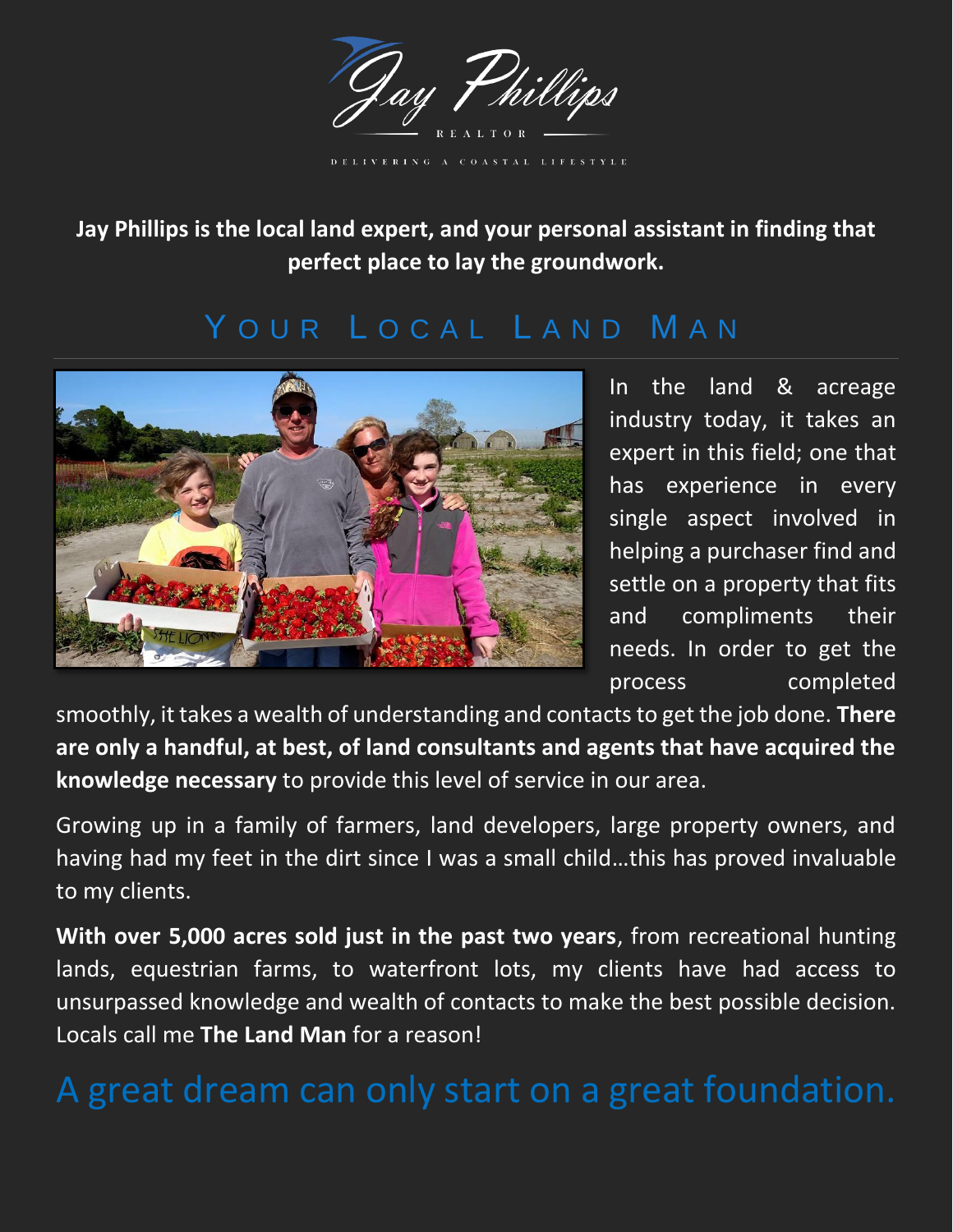Jay Phillips

REALTOR

DELIVERING A COASTAL LIFESTYLE

**Jay Phillips is the local land expert, and your personal assistant in finding that perfect place to lay the groundwork.**

## Your Local Land Man

In the land & acreage industry today, it takes an expert in this field; one that has experience in every single aspect involved in helping a purchaser find and settle on a property that fits and compliments their needs. In order to get the process completed smoothly, it takes a wealth of understanding and contacts to get the job done. **There are only a handful, at best, of land consultants and agents that have acquired the knowledge necessary** to provide this level of service in our area.

Growing up in a family of farmers, land developers, large property owners, and having had my feet in the dirt since I was a small child…this has proved invaluable to my clients.

**With over 5,000 acres sold just in the past two years**, from recreational hunting lands, equestrian farms, to waterfront lots, my clients have had access to unsurpassed knowledge and wealth of contacts to make the best possible decision. Locals call me **The Land Man** for a reason!

## A great dream can only start on a great foundation.